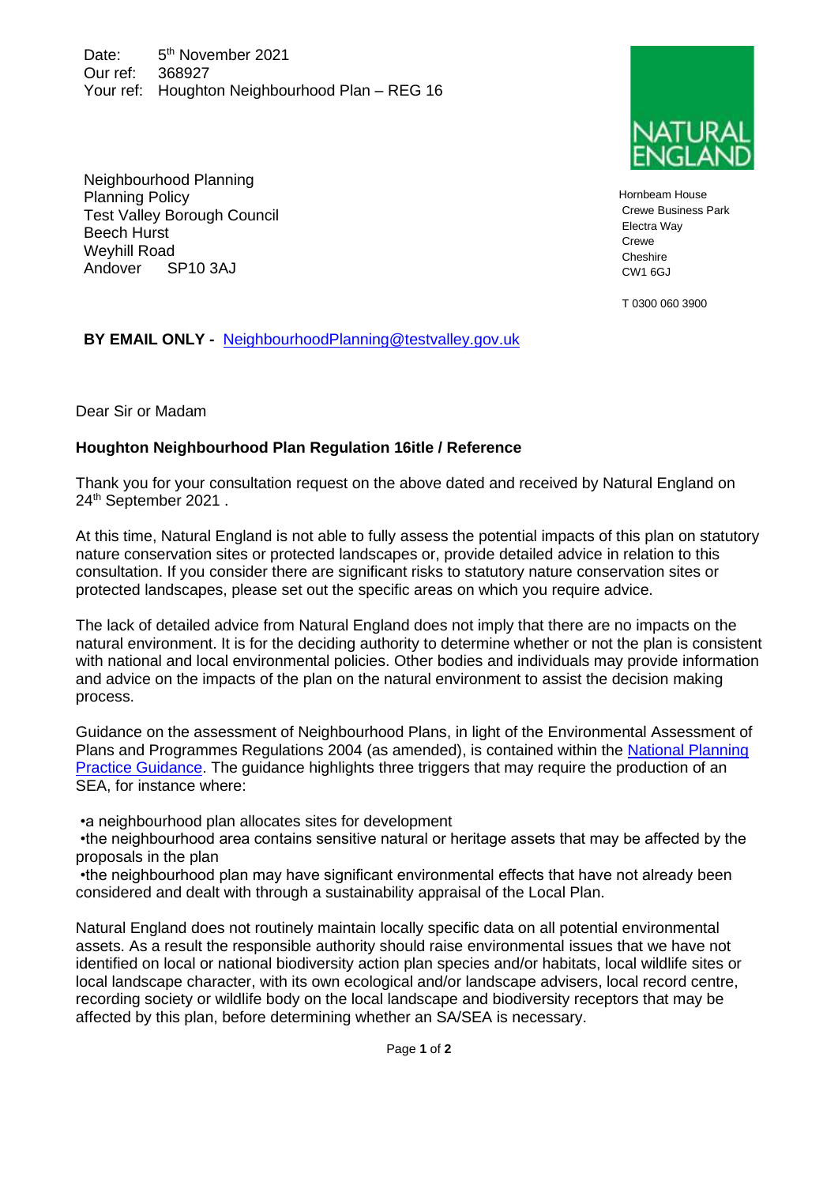Date: 5th November 2021
Our ref: 368927
Your ref: Houghton Neighbourhood Plan – REG 16

NATURAL ENGLAND

Neighbourhood Planning
Planning Policy
Test Valley Borough Council
Beech Hurst
Weyhill Road
Andover SP10 3AJ

Hornbeam House
Crewe Business Park
Electra Way
Crewe
Cheshire
CW1 6GJ

T 0300 060 3900

**BY EMAIL ONLY -** NeighbourhoodPlanning@testvalley.gov.uk

Dear Sir or Madam

**Houghton Neighbourhood Plan Regulation 16itle / Reference**

Thank you for your consultation request on the above dated and received by Natural England on 24th September 2021 .

At this time, Natural England is not able to fully assess the potential impacts of this plan on statutory nature conservation sites or protected landscapes or, provide detailed advice in relation to this consultation. If you consider there are significant risks to statutory nature conservation sites or protected landscapes, please set out the specific areas on which you require advice.

The lack of detailed advice from Natural England does not imply that there are no impacts on the natural environment. It is for the deciding authority to determine whether or not the plan is consistent with national and local environmental policies. Other bodies and individuals may provide information and advice on the impacts of the plan on the natural environment to assist the decision making process.

Guidance on the assessment of Neighbourhood Plans, in light of the Environmental Assessment of Plans and Programmes Regulations 2004 (as amended), is contained within the National Planning Practice Guidance. The guidance highlights three triggers that may require the production of an SEA, for instance where:

- a neighbourhood plan allocates sites for development
- the neighbourhood area contains sensitive natural or heritage assets that may be affected by the proposals in the plan
- the neighbourhood plan may have significant environmental effects that have not already been considered and dealt with through a sustainability appraisal of the Local Plan.

Natural England does not routinely maintain locally specific data on all potential environmental assets. As a result the responsible authority should raise environmental issues that we have not identified on local or national biodiversity action plan species and/or habitats, local wildlife sites or local landscape character, with its own ecological and/or landscape advisers, local record centre, recording society or wildlife body on the local landscape and biodiversity receptors that may be affected by this plan, before determining whether an SA/SEA is necessary.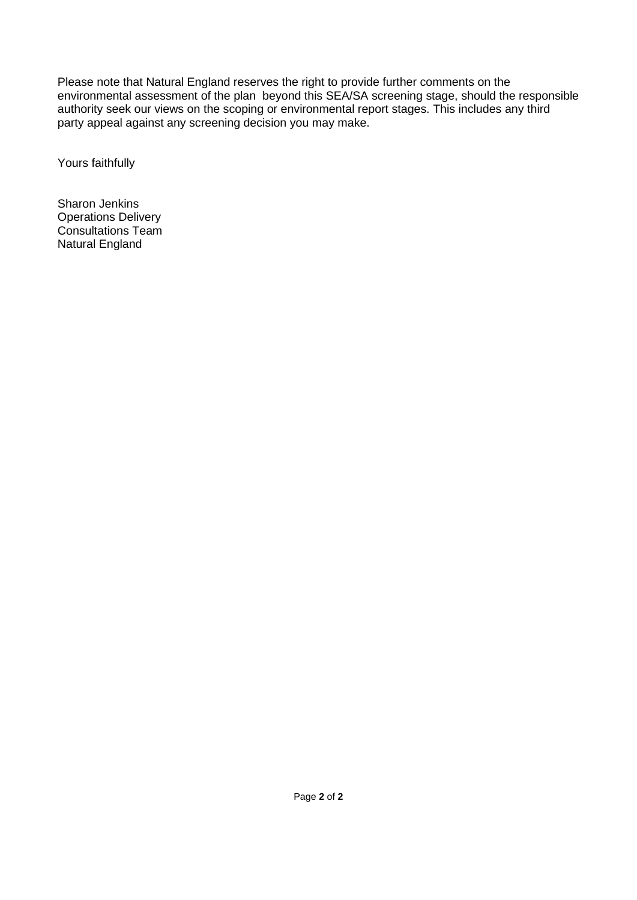Please note that Natural England reserves the right to provide further comments on the environmental assessment of the plan beyond this SEA/SA screening stage, should the responsible authority seek our views on the scoping or environmental report stages. This includes any third party appeal against any screening decision you may make.

Yours faithfully

Sharon Jenkins
Operations Delivery
Consultations Team
Natural England